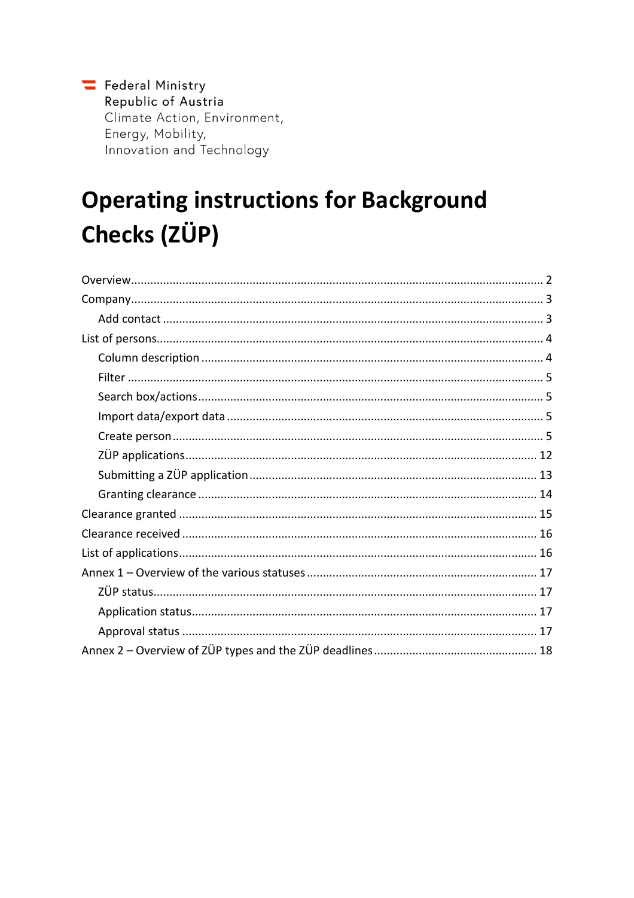Federal Ministry
Republic of Austria
Climate Action, Environment,
Energy, Mobility,
Innovation and Technology

# Operating instructions for Background Checks (ZÜP)

Overview ... 2
Company ... 3
- Add contact ... 3

List of persons ... 4
- Column description ... 4
- Filter ... 5
- Search box/actions ... 5
- Import data/export data ... 5
- Create person ... 5
- ZÜP applications ... 12
- Submitting a ZÜP application ... 13
- Granting clearance ... 14

Clearance granted ... 15
Clearance received ... 16
List of applications ... 16
Annex 1 – Overview of the various statuses ... 17
- ZÜP status ... 17
- Application status ... 17
- Approval status ... 17

Annex 2 – Overview of ZÜP types and the ZÜP deadlines ... 18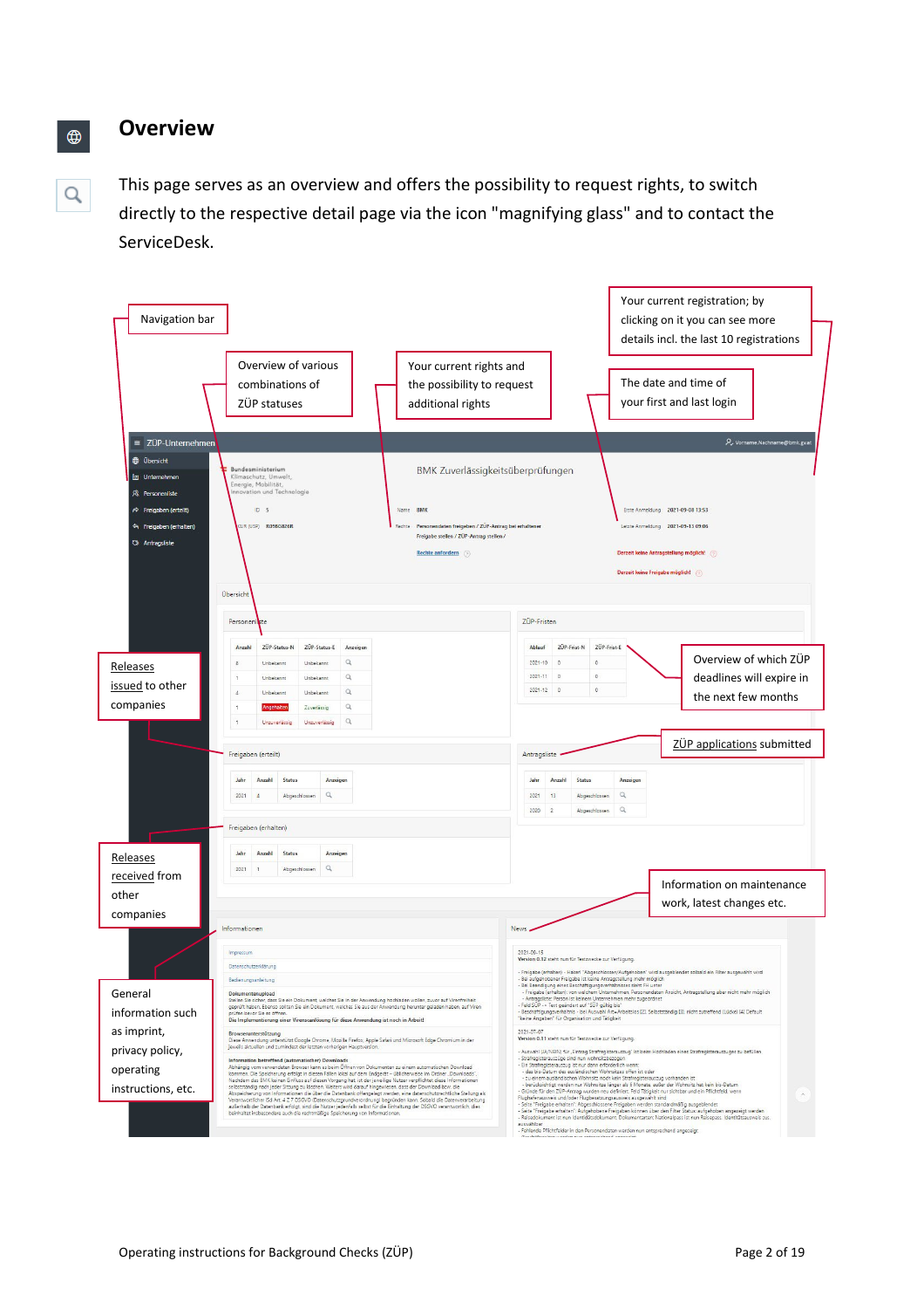# Overview

This page serves as an overview and offers the possibility to request rights, to switch directly to the respective detail page via the icon "magnifying glass" and to contact the ServiceDesk.

Navigation bar

Overview of various combinations of ZÜP statuses

Your current rights and the possibility to request additional rights

Your current registration; by clicking on it you can see more details incl. the last 10 registrations

The date and time of your first and last login

Releases issued to other companies

Overview of which ZÜP deadlines will expire in the next few months

ZÜP applications submitted

Releases received from other companies

Information on maintenance work, latest changes etc.

General information such as imprint, privacy policy, operating instructions, etc.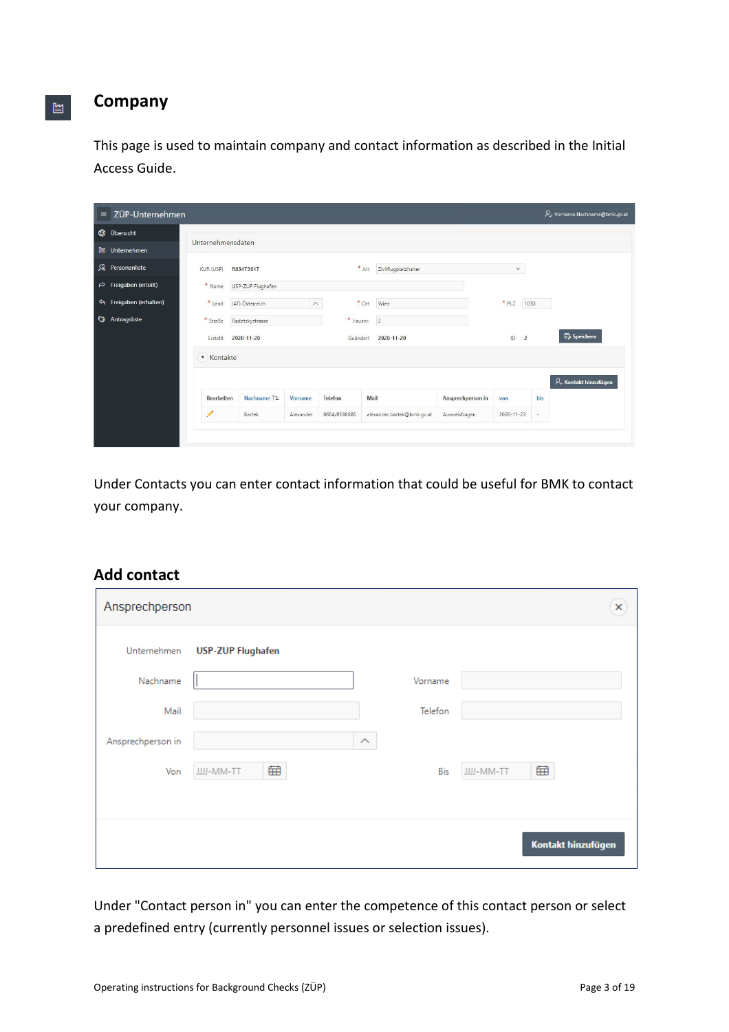# Company

This page is used to maintain company and contact information as described in the Initial Access Guide.

Under Contacts you can enter contact information that could be useful for BMK to contact your company.

## Add contact

Under "Contact person in" you can enter the competence of this contact person or select a predefined entry (currently personnel issues or selection issues).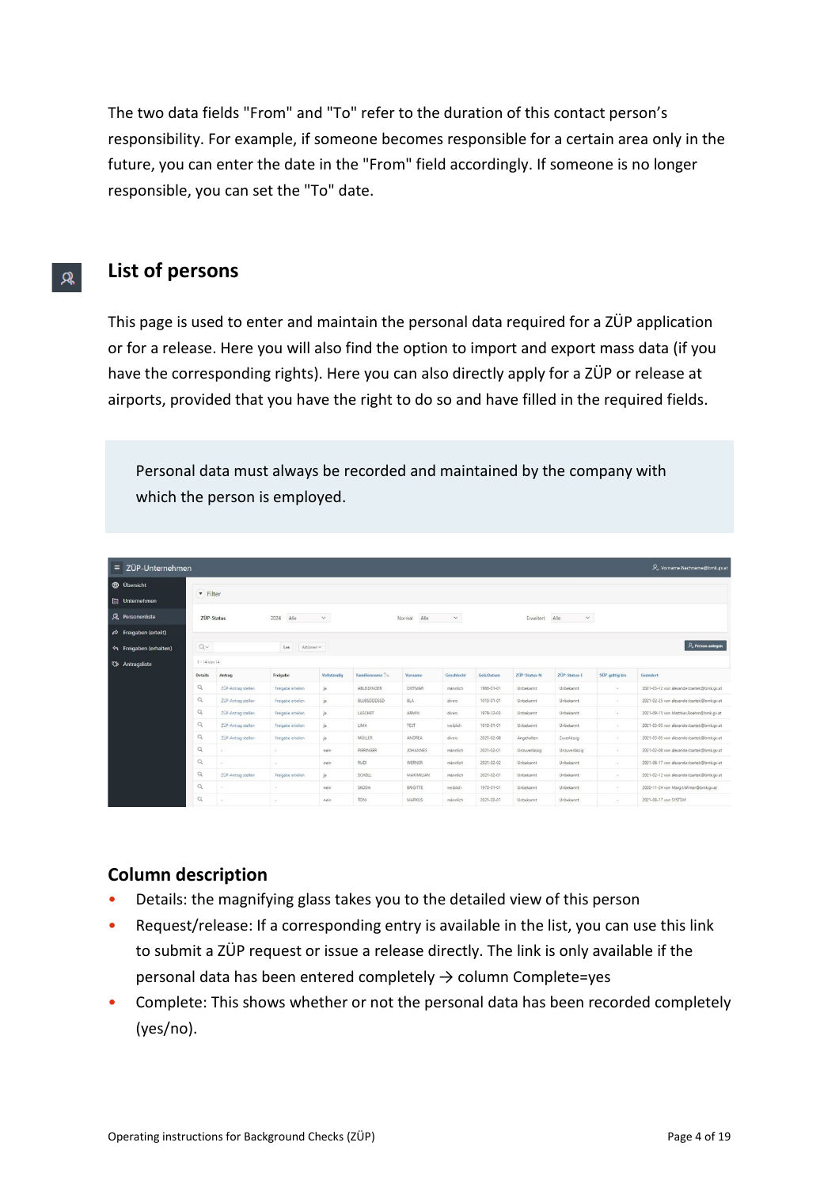The two data fields "From" and "To" refer to the duration of this contact person's responsibility. For example, if someone becomes responsible for a certain area only in the future, you can enter the date in the "From" field accordingly. If someone is no longer responsible, you can set the "To" date.

## List of persons

This page is used to enter and maintain the personal data required for a ZÜP application or for a release. Here you will also find the option to import and export mass data (if you have the corresponding rights). Here you can also directly apply for a ZÜP or release at airports, provided that you have the right to do so and have filled in the required fields.

> Personal data must always be recorded and maintained by the company with which the person is employed.

### Column description

- Details: the magnifying glass takes you to the detailed view of this person
- Request/release: If a corresponding entry is available in the list, you can use this link to submit a ZÜP request or issue a release directly. The link is only available if the personal data has been entered completely → column Complete=yes
- Complete: This shows whether or not the personal data has been recorded completely (yes/no).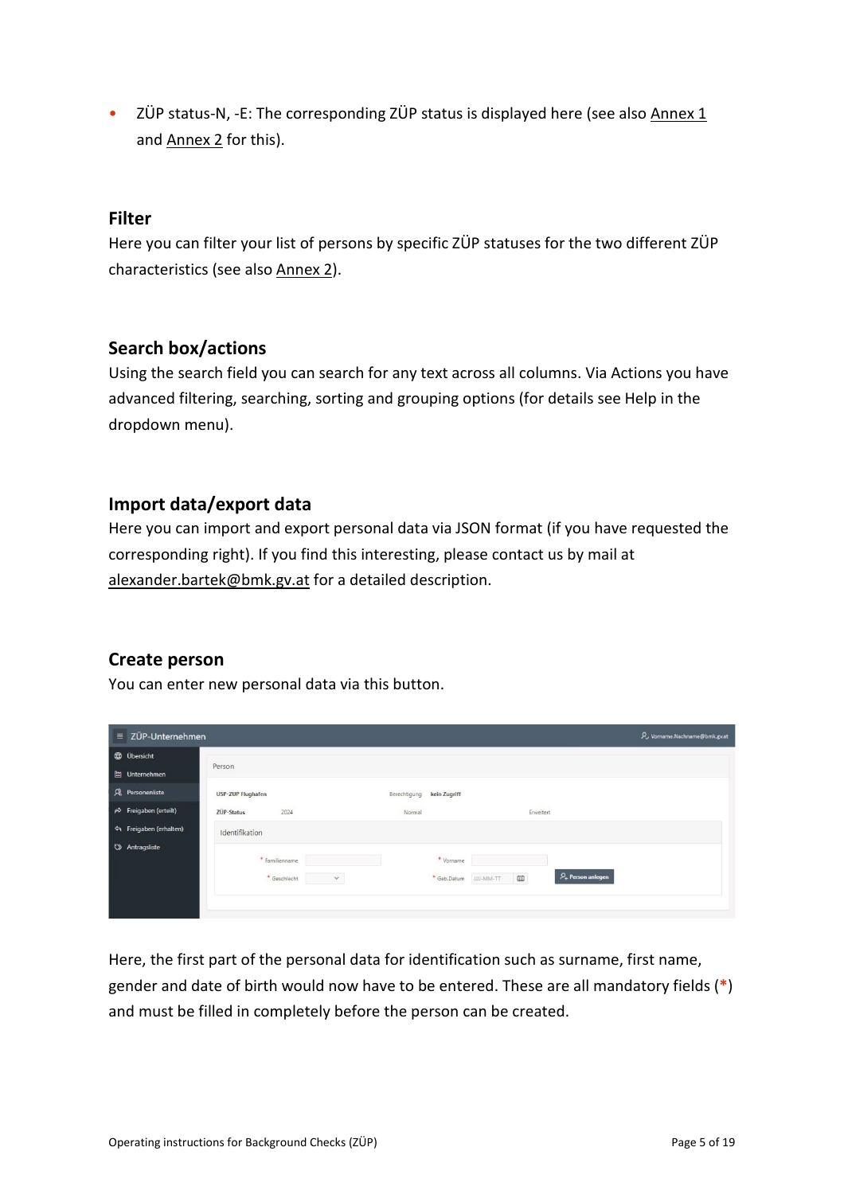- ZÜP status-N, -E: The corresponding ZÜP status is displayed here (see also Annex 1 and Annex 2 for this).

## Filter

Here you can filter your list of persons by specific ZÜP statuses for the two different ZÜP characteristics (see also Annex 2).

## Search box/actions

Using the search field you can search for any text across all columns. Via Actions you have advanced filtering, searching, sorting and grouping options (for details see Help in the dropdown menu).

## Import data/export data

Here you can import and export personal data via JSON format (if you have requested the corresponding right). If you find this interesting, please contact us by mail at alexander.bartek@bmk.gv.at for a detailed description.

## Create person

You can enter new personal data via this button.

Here, the first part of the personal data for identification such as surname, first name, gender and date of birth would now have to be entered. These are all mandatory fields (*) and must be filled in completely before the person can be created.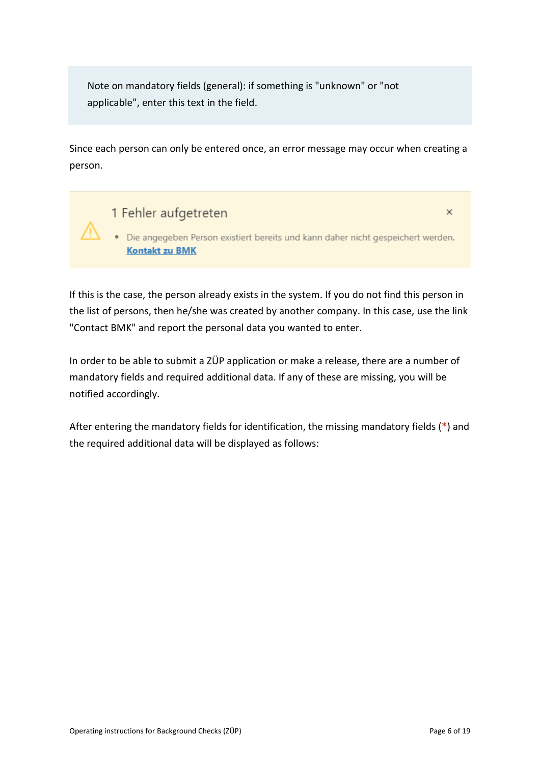> Note on mandatory fields (general): if something is "unknown" or "not applicable", enter this text in the field.

Since each person can only be entered once, an error message may occur when creating a person.

> ⚠ **1 Fehler aufgetreten** ×
>
> - Die angegeben Person existiert bereits und kann daher nicht gespeichert werden. **Kontakt zu BMK**

If this is the case, the person already exists in the system. If you do not find this person in the list of persons, then he/she was created by another company. In this case, use the link "Contact BMK" and report the personal data you wanted to enter.

In order to be able to submit a ZÜP application or make a release, there are a number of mandatory fields and required additional data. If any of these are missing, you will be notified accordingly.

After entering the mandatory fields for identification, the missing mandatory fields (*) and the required additional data will be displayed as follows: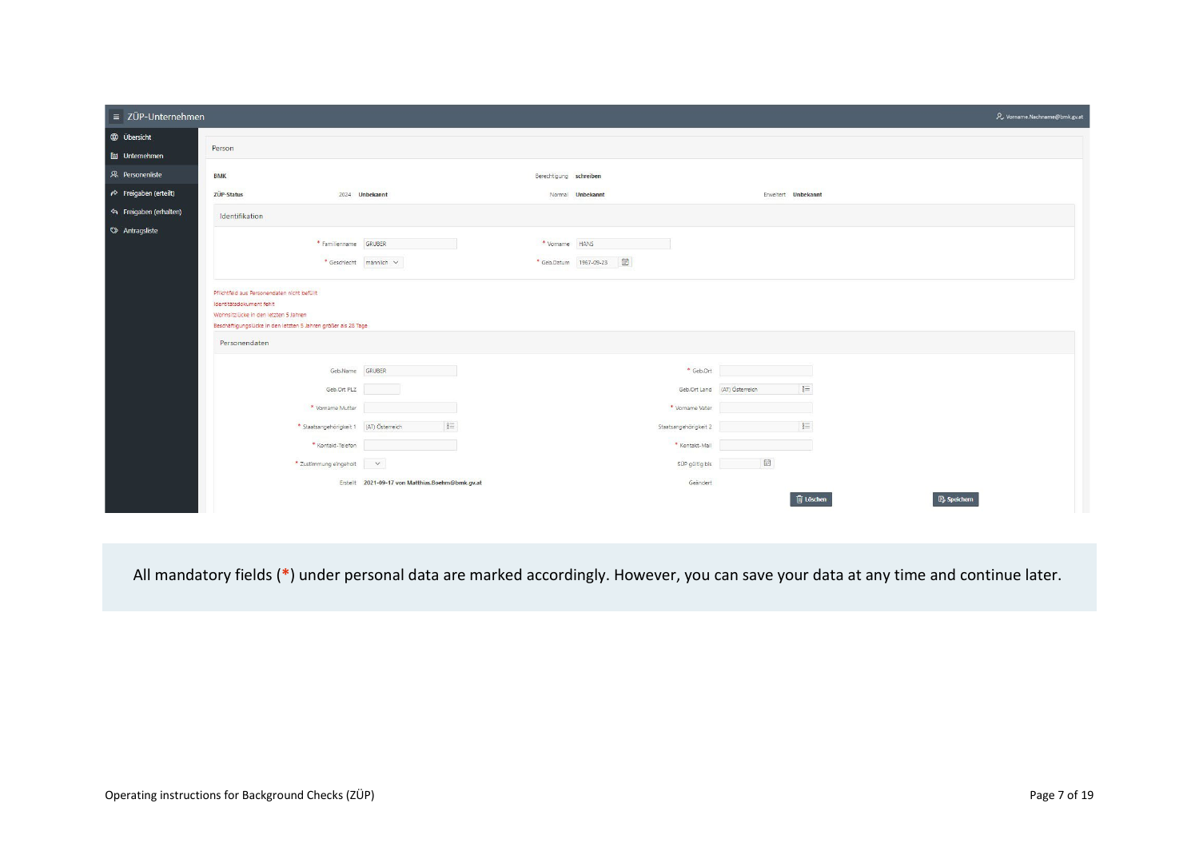ZÜP-Unternehmen

Vorname.Nachname@bmk.gv.at

- Übersicht
- Unternehmen
- Personenliste
- Freigaben (erteilt)
- Freigaben (erhalten)
- Antragsliste

Person

BMK

Berechtigung **schreiben**

ZÜP-Status 2024 **Unbekannt** Normal **Unbekannt** Erweitert **Unbekannt**

Identifikation

* Familienname GRUBER
* Vorname HANS
* Geschlecht männlich
* Geb.Datum 1967-09-23

Pflichtfeld aus Personendaten nicht befüllt
Identitätsdokument fehlt
Wohnsitzlücke in den letzten 5 Jahren
Beschäftigungslücke in den letzten 5 Jahren größer als 28 Tage

Personendaten

Geb.Name GRUBER
* Geb.Ort
Geb.Ort PLZ
Geb.Ort Land (AT) Österreich
* Vorname Mutter
* Vorname Vater
* Staatsangehörigkeit 1 (AT) Österreich
Staatsangehörigkeit 2
* Kontakt-Telefon
* Kontakt-Mail
* Zustimmung eingeholt
SÜP gültig bis
Erstellt 2021-09-17 von Matthias.Boehm@bmk.gv.at
Geändert

Löschen

Speichern

All mandatory fields (*) under personal data are marked accordingly. However, you can save your data at any time and continue later.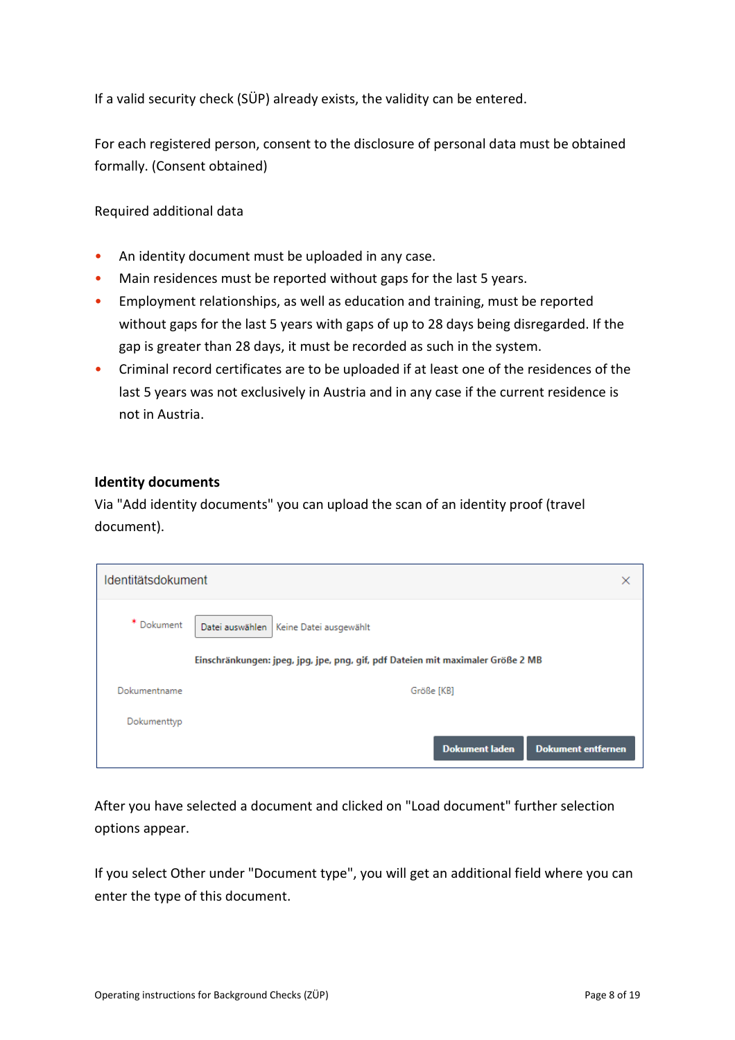If a valid security check (SÜP) already exists, the validity can be entered.

For each registered person, consent to the disclosure of personal data must be obtained formally. (Consent obtained)

Required additional data

- An identity document must be uploaded in any case.
- Main residences must be reported without gaps for the last 5 years.
- Employment relationships, as well as education and training, must be reported without gaps for the last 5 years with gaps of up to 28 days being disregarded. If the gap is greater than 28 days, it must be recorded as such in the system.
- Criminal record certificates are to be uploaded if at least one of the residences of the last 5 years was not exclusively in Austria and in any case if the current residence is not in Austria.

**Identity documents**

Via "Add identity documents" you can upload the scan of an identity proof (travel document).

After you have selected a document and clicked on "Load document" further selection options appear.

If you select Other under "Document type", you will get an additional field where you can enter the type of this document.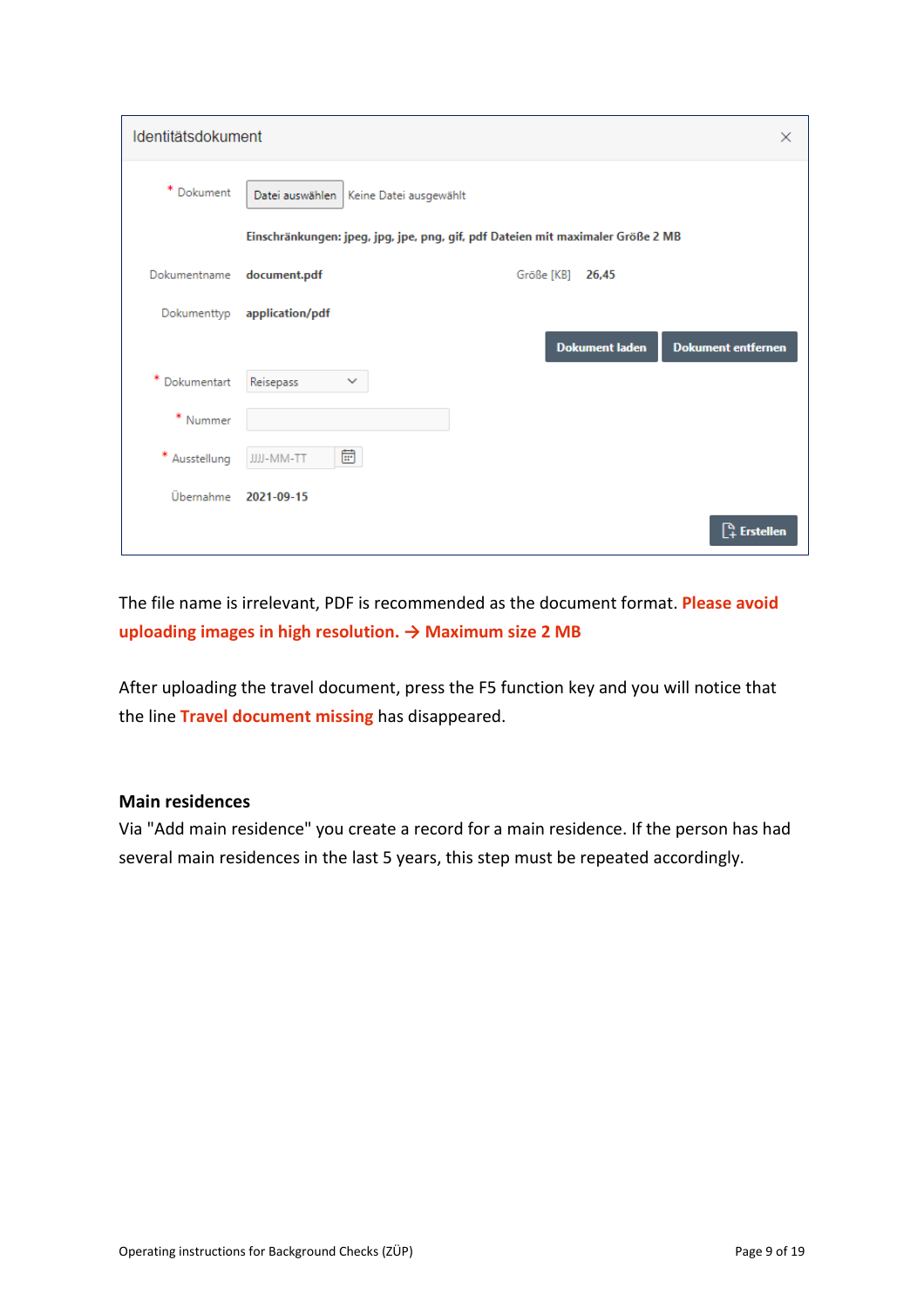Identitätsdokument

\* Dokument — Datei auswählen — Keine Datei ausgewählt

Einschränkungen: jpeg, jpg, jpe, png, gif, pdf Dateien mit maximaler Größe 2 MB

Dokumentname **document.pdf** Größe [KB] **26,45**

Dokumenttyp **application/pdf**

Dokument laden | Dokument entfernen

\* Dokumentart — Reisepass

\* Nummer

\* Ausstellung — JJJJ-MM-TT

Übernahme **2021-09-15**

Erstellen

The file name is irrelevant, PDF is recommended as the document format. **Please avoid uploading images in high resolution. → Maximum size 2 MB**

After uploading the travel document, press the F5 function key and you will notice that the line **Travel document missing** has disappeared.

## Main residences

Via "Add main residence" you create a record for a main residence. If the person has had several main residences in the last 5 years, this step must be repeated accordingly.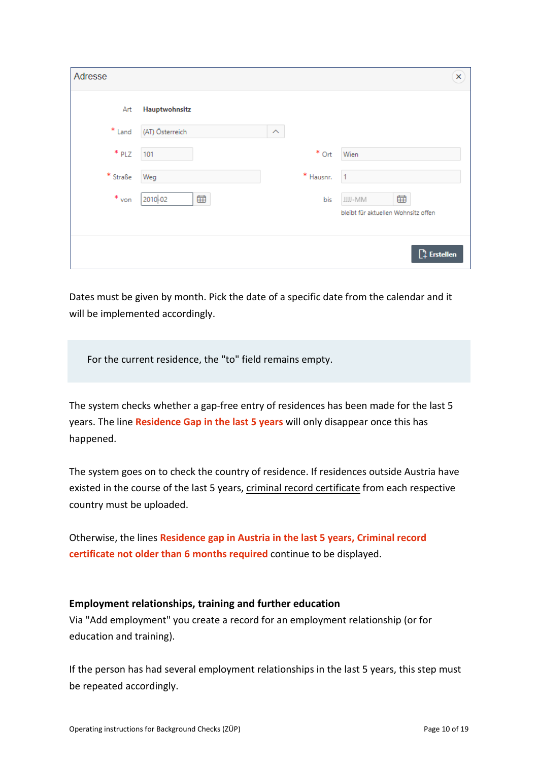Dates must be given by month. Pick the date of a specific date from the calendar and it will be implemented accordingly.

> For the current residence, the "to" field remains empty.

The system checks whether a gap-free entry of residences has been made for the last 5 years. The line **Residence Gap in the last 5 years** will only disappear once this has happened.

The system goes on to check the country of residence. If residences outside Austria have existed in the course of the last 5 years, criminal record certificate from each respective country must be uploaded.

Otherwise, the lines **Residence gap in Austria in the last 5 years, Criminal record certificate not older than 6 months required** continue to be displayed.

### Employment relationships, training and further education

Via "Add employment" you create a record for an employment relationship (or for education and training).

If the person has had several employment relationships in the last 5 years, this step must be repeated accordingly.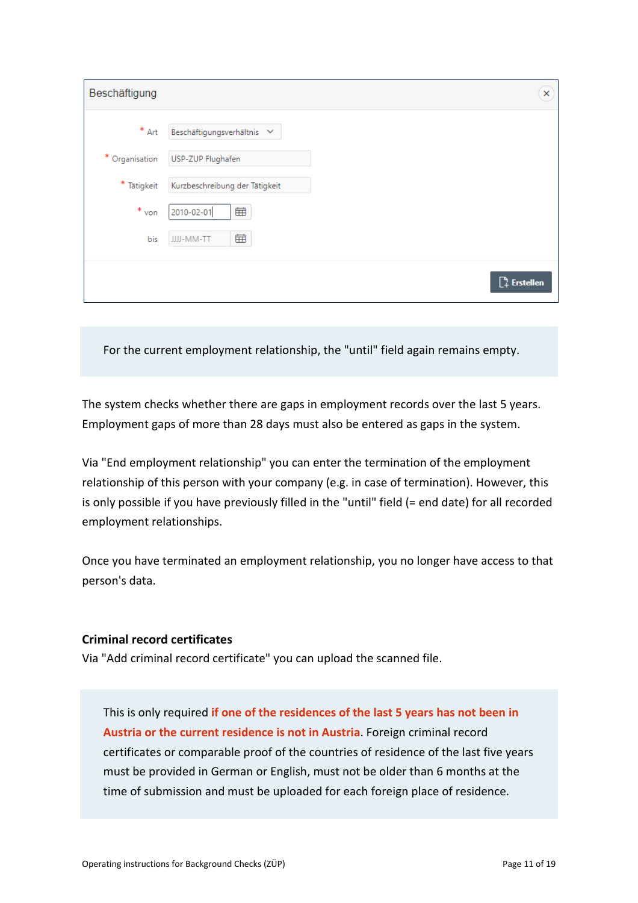Beschäftigung

\* Art: Beschäftigungsverhältnis

\* Organisation: USP-ZUP Flughafen

\* Tätigkeit: Kurzbeschreibung der Tätigkeit

\* von: 2010-02-01

bis: JJJJ-MM-TT

Erstellen

For the current employment relationship, the "until" field again remains empty.

The system checks whether there are gaps in employment records over the last 5 years. Employment gaps of more than 28 days must also be entered as gaps in the system.

Via "End employment relationship" you can enter the termination of the employment relationship of this person with your company (e.g. in case of termination). However, this is only possible if you have previously filled in the "until" field (= end date) for all recorded employment relationships.

Once you have terminated an employment relationship, you no longer have access to that person's data.

**Criminal record certificates**

Via "Add criminal record certificate" you can upload the scanned file.

This is only required **if one of the residences of the last 5 years has not been in Austria or the current residence is not in Austria**. Foreign criminal record certificates or comparable proof of the countries of residence of the last five years must be provided in German or English, must not be older than 6 months at the time of submission and must be uploaded for each foreign place of residence.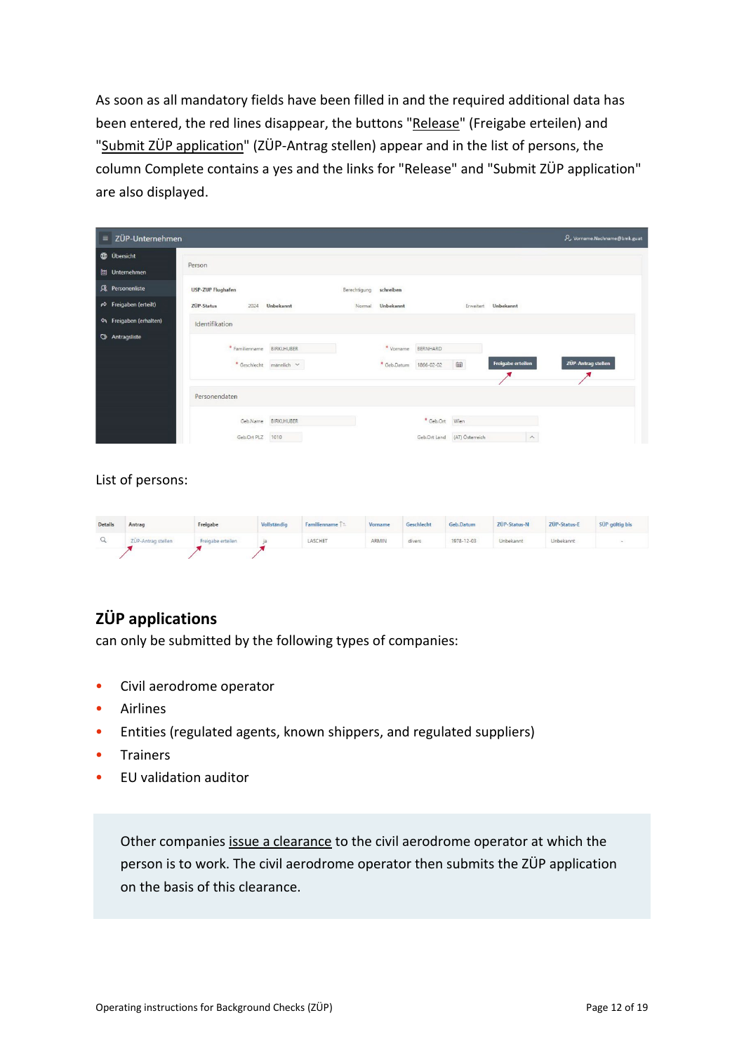As soon as all mandatory fields have been filled in and the required additional data has been entered, the red lines disappear, the buttons "Release" (Freigabe erteilen) and "Submit ZÜP application" (ZÜP-Antrag stellen) appear and in the list of persons, the column Complete contains a yes and the links for "Release" and "Submit ZÜP application" are also displayed.

List of persons:

## ZÜP applications

can only be submitted by the following types of companies:

- Civil aerodrome operator
- Airlines
- Entities (regulated agents, known shippers, and regulated suppliers)
- Trainers
- EU validation auditor

Other companies issue a clearance to the civil aerodrome operator at which the person is to work. The civil aerodrome operator then submits the ZÜP application on the basis of this clearance.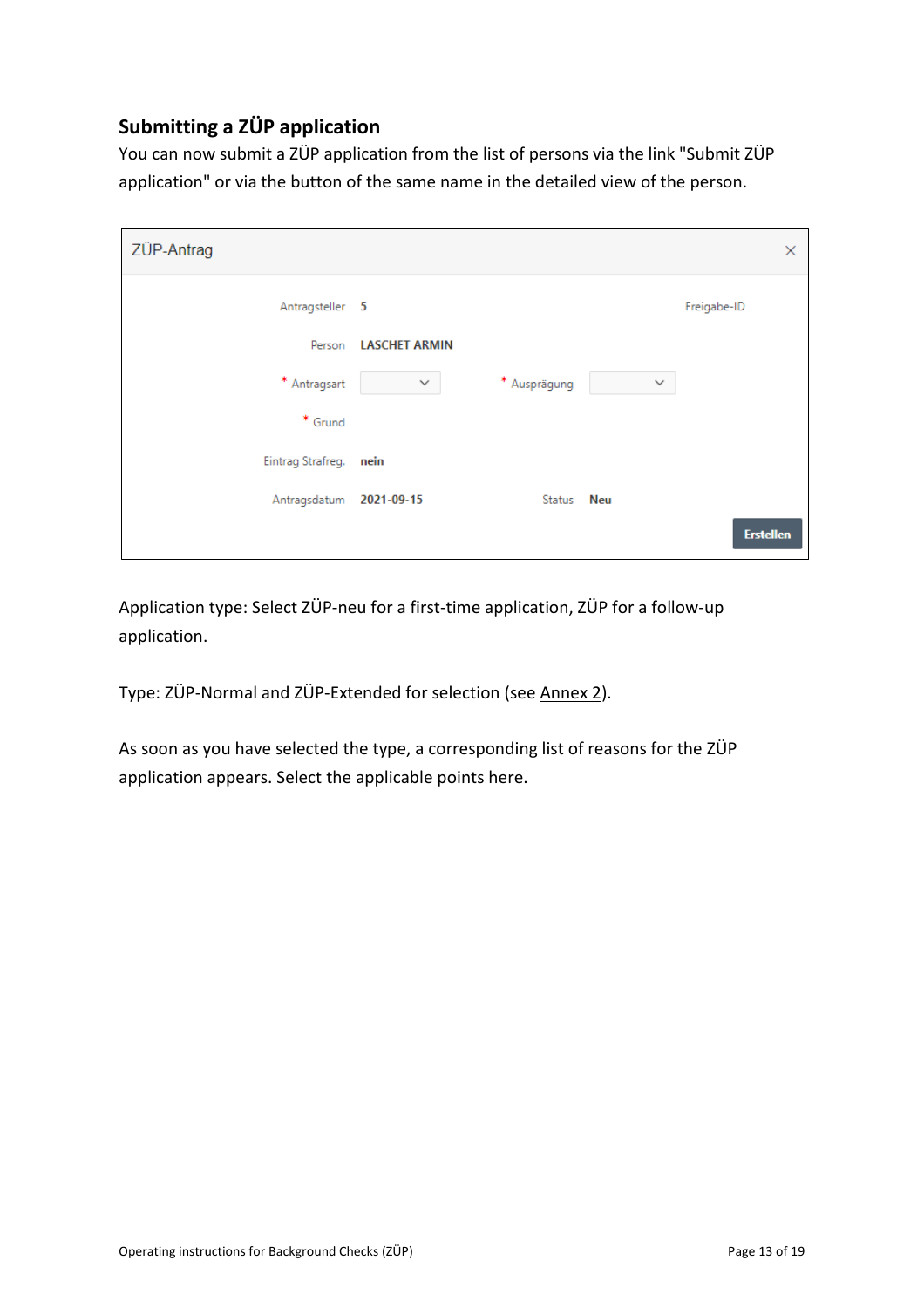## Submitting a ZÜP application

You can now submit a ZÜP application from the list of persons via the link "Submit ZÜP application" or via the button of the same name in the detailed view of the person.

ZÜP-Antrag

Antragsteller 5

Freigabe-ID

Person LASCHET ARMIN

* Antragsart

* Ausprägung

* Grund

Eintrag Strafreg. nein

Antragsdatum 2021-09-15

Status Neu

Erstellen

Application type: Select ZÜP-neu for a first-time application, ZÜP for a follow-up application.

Type: ZÜP-Normal and ZÜP-Extended for selection (see Annex 2).

As soon as you have selected the type, a corresponding list of reasons for the ZÜP application appears. Select the applicable points here.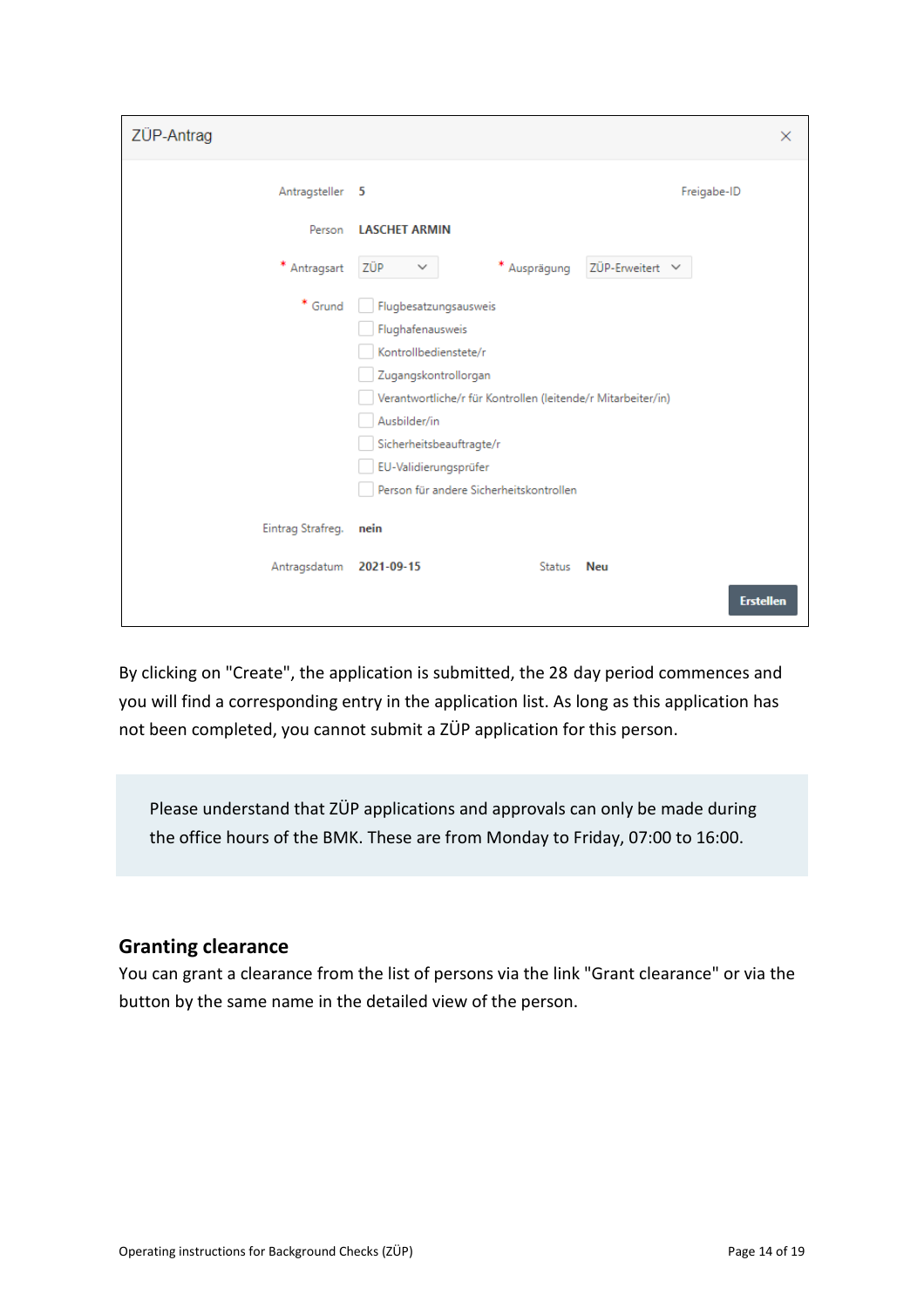ZÜP-Antrag

Antragsteller 5

Freigabe-ID

Person LASCHET ARMIN

\* Antragsart ZÜP

\* Ausprägung ZÜP-Erweitert

\* Grund

- Flugbesatzungsausweis
- Flughafenausweis
- Kontrollbedienstete/r
- Zugangskontrollorgan
- Verantwortliche/r für Kontrollen (leitende/r Mitarbeiter/in)
- Ausbilder/in
- Sicherheitsbeauftragte/r
- EU-Validierungsprüfer
- Person für andere Sicherheitskontrollen

Eintrag Strafreg. nein

Antragsdatum 2021-09-15

Status Neu

Erstellen

By clicking on "Create", the application is submitted, the 28 day period commences and you will find a corresponding entry in the application list. As long as this application has not been completed, you cannot submit a ZÜP application for this person.

> Please understand that ZÜP applications and approvals can only be made during the office hours of the BMK. These are from Monday to Friday, 07:00 to 16:00.

## Granting clearance

You can grant a clearance from the list of persons via the link "Grant clearance" or via the button by the same name in the detailed view of the person.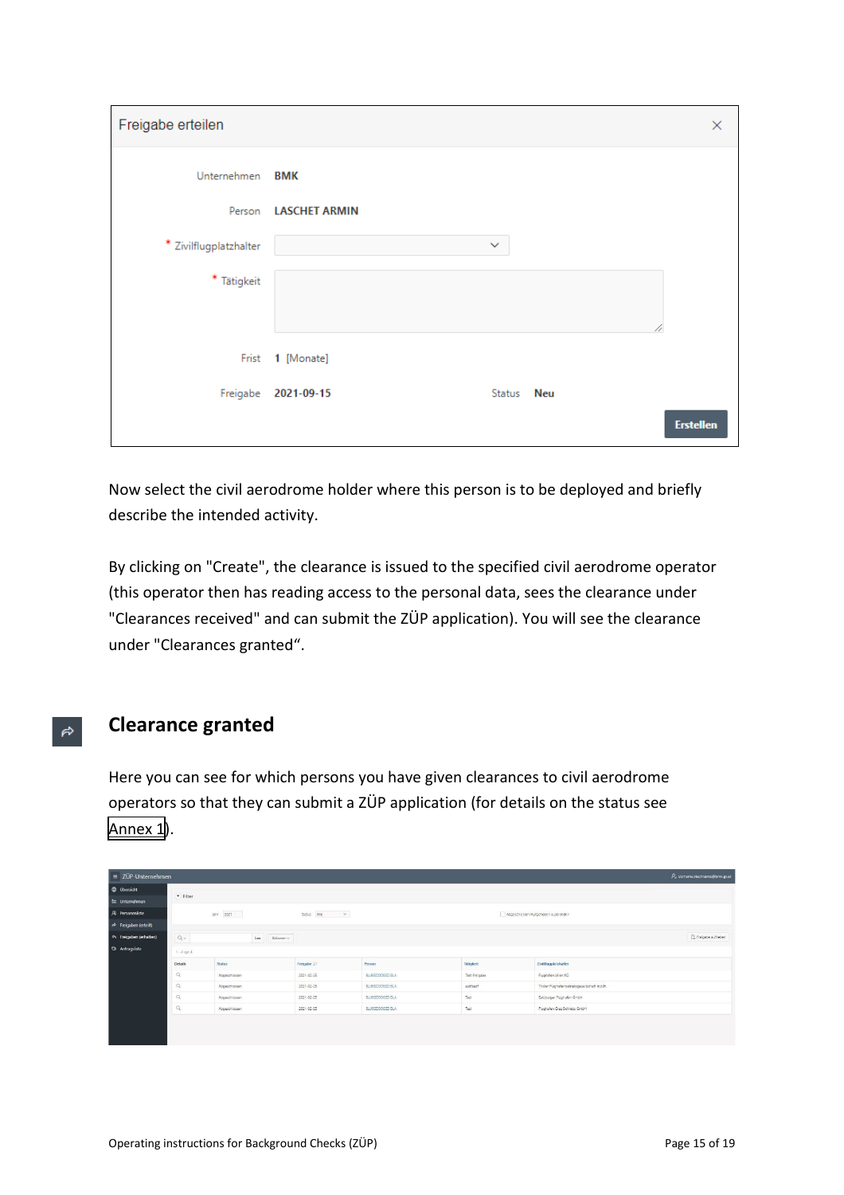Freigabe erteilen

Unternehmen **BMK**

Person **LASCHET ARMIN**

\* Zivilflugplatzhalter

\* Tätigkeit

Frist **1** [Monate]

Freigabe **2021-09-15** Status **Neu**

**Erstellen**

Now select the civil aerodrome holder where this person is to be deployed and briefly describe the intended activity.

By clicking on "Create", the clearance is issued to the specified civil aerodrome operator (this operator then has reading access to the personal data, sees the clearance under "Clearances received" and can submit the ZÜP application). You will see the clearance under "Clearances granted".

## Clearance granted

Here you can see for which persons you have given clearances to civil aerodrome operators so that they can submit a ZÜP application (for details on the status see Annex 1).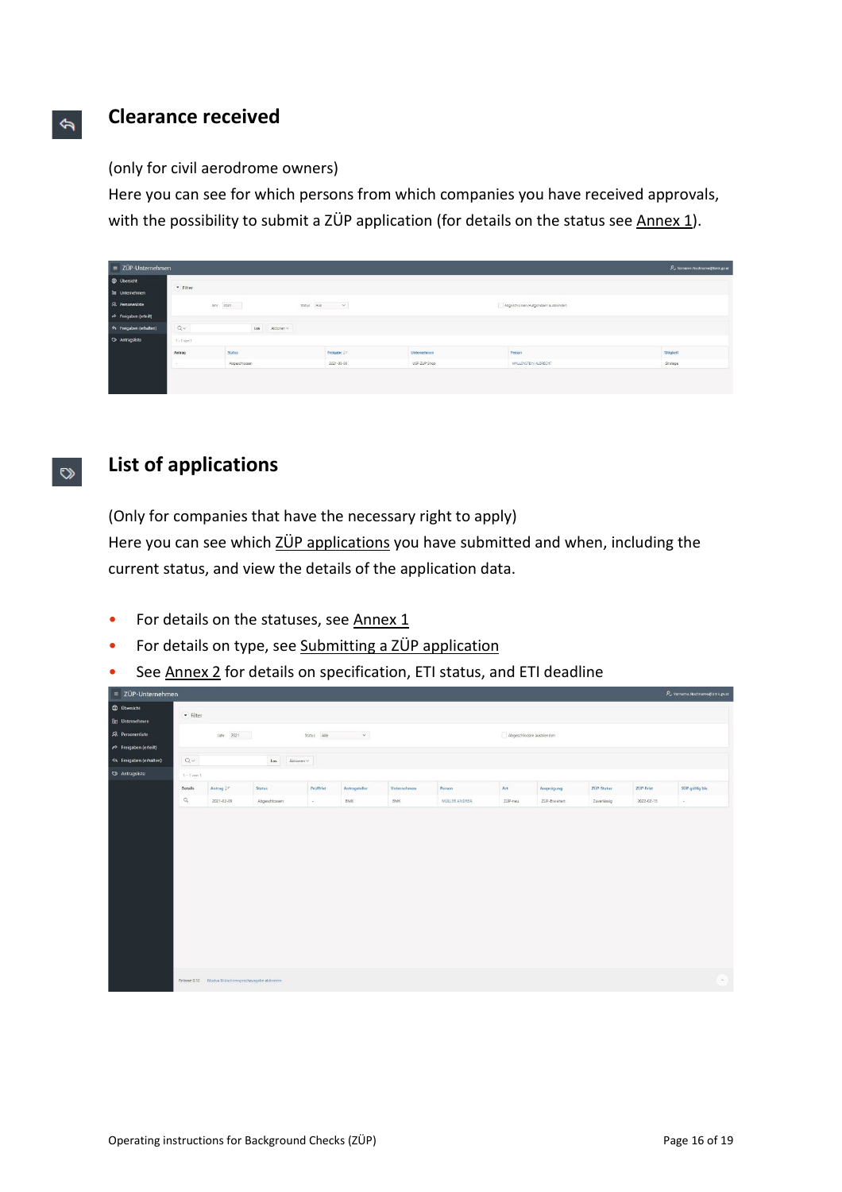## Clearance received

(only for civil aerodrome owners)

Here you can see for which persons from which companies you have received approvals, with the possibility to submit a ZÜP application (for details on the status see Annex 1).

## List of applications

(Only for companies that have the necessary right to apply)

Here you can see which ZÜP applications you have submitted and when, including the current status, and view the details of the application data.

- For details on the statuses, see Annex 1
- For details on type, see Submitting a ZÜP application
- See Annex 2 for details on specification, ETI status, and ETI deadline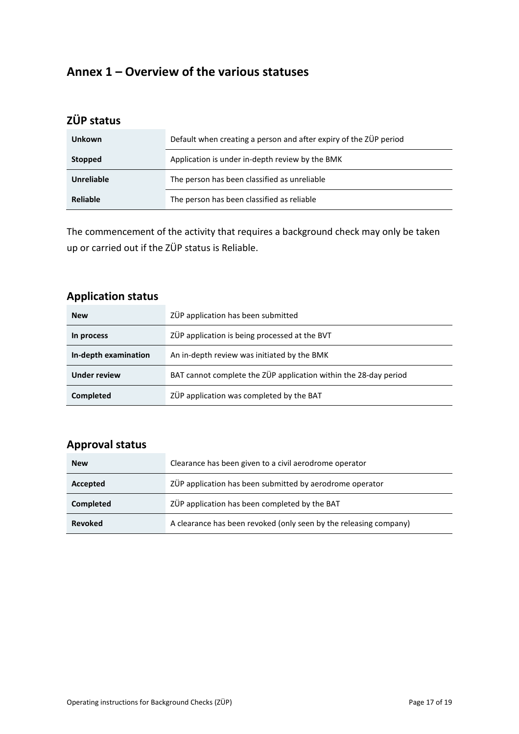# Annex 1 – Overview of the various statuses

## ZÜP status

| | |
|---|---|
| **Unkown** | Default when creating a person and after expiry of the ZÜP period |
| **Stopped** | Application is under in-depth review by the BMK |
| **Unreliable** | The person has been classified as unreliable |
| **Reliable** | The person has been classified as reliable |

The commencement of the activity that requires a background check may only be taken up or carried out if the ZÜP status is Reliable.

## Application status

| | |
|---|---|
| **New** | ZÜP application has been submitted |
| **In process** | ZÜP application is being processed at the BVT |
| **In-depth examination** | An in-depth review was initiated by the BMK |
| **Under review** | BAT cannot complete the ZÜP application within the 28-day period |
| **Completed** | ZÜP application was completed by the BAT |

## Approval status

| | |
|---|---|
| **New** | Clearance has been given to a civil aerodrome operator |
| **Accepted** | ZÜP application has been submitted by aerodrome operator |
| **Completed** | ZÜP application has been completed by the BAT |
| **Revoked** | A clearance has been revoked (only seen by the releasing company) |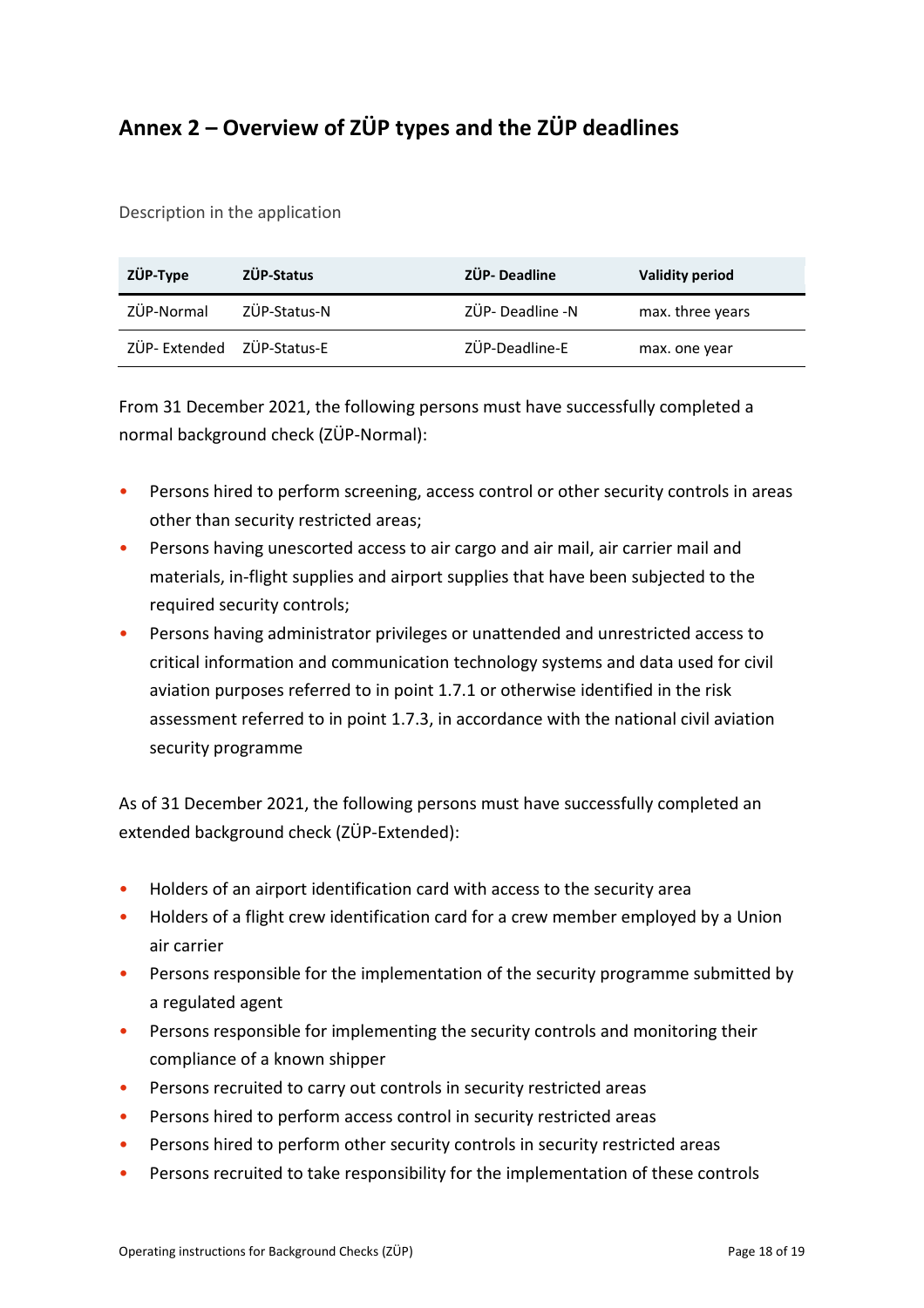## Annex 2 – Overview of ZÜP types and the ZÜP deadlines

Description in the application

| ZÜP-Type | ZÜP-Status | ZÜP- Deadline | Validity period |
|---|---|---|---|
| ZÜP-Normal | ZÜP-Status-N | ZÜP- Deadline -N | max. three years |
| ZÜP- Extended | ZÜP-Status-E | ZÜP-Deadline-E | max. one year |

From 31 December 2021, the following persons must have successfully completed a normal background check (ZÜP-Normal):

- Persons hired to perform screening, access control or other security controls in areas other than security restricted areas;
- Persons having unescorted access to air cargo and air mail, air carrier mail and materials, in-flight supplies and airport supplies that have been subjected to the required security controls;
- Persons having administrator privileges or unattended and unrestricted access to critical information and communication technology systems and data used for civil aviation purposes referred to in point 1.7.1 or otherwise identified in the risk assessment referred to in point 1.7.3, in accordance with the national civil aviation security programme

As of 31 December 2021, the following persons must have successfully completed an extended background check (ZÜP-Extended):

- Holders of an airport identification card with access to the security area
- Holders of a flight crew identification card for a crew member employed by a Union air carrier
- Persons responsible for the implementation of the security programme submitted by a regulated agent
- Persons responsible for implementing the security controls and monitoring their compliance of a known shipper
- Persons recruited to carry out controls in security restricted areas
- Persons hired to perform access control in security restricted areas
- Persons hired to perform other security controls in security restricted areas
- Persons recruited to take responsibility for the implementation of these controls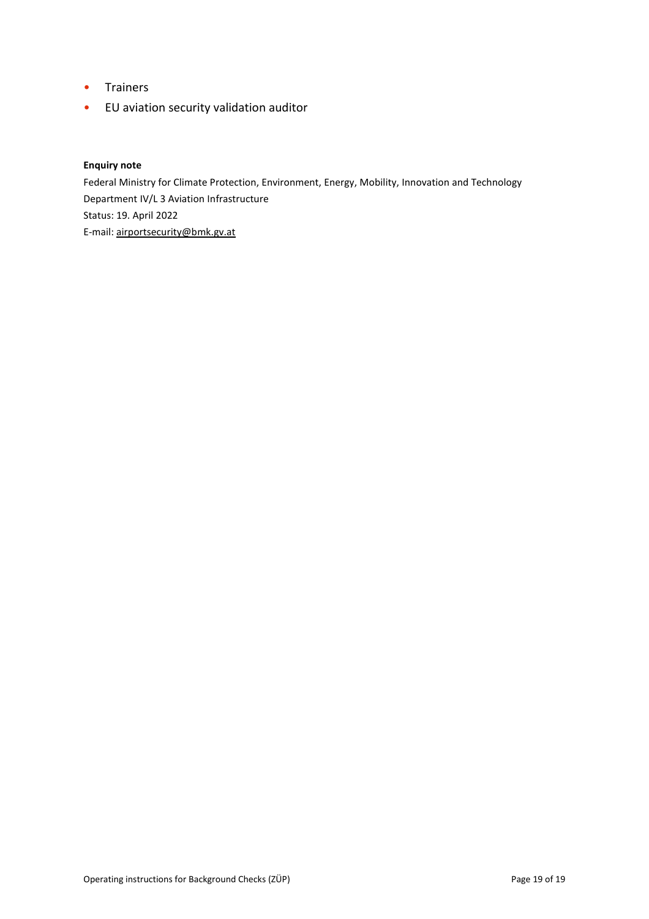- Trainers
- EU aviation security validation auditor

**Enquiry note**

Federal Ministry for Climate Protection, Environment, Energy, Mobility, Innovation and Technology
Department IV/L 3 Aviation Infrastructure
Status: 19. April 2022
E-mail: airportsecurity@bmk.gv.at